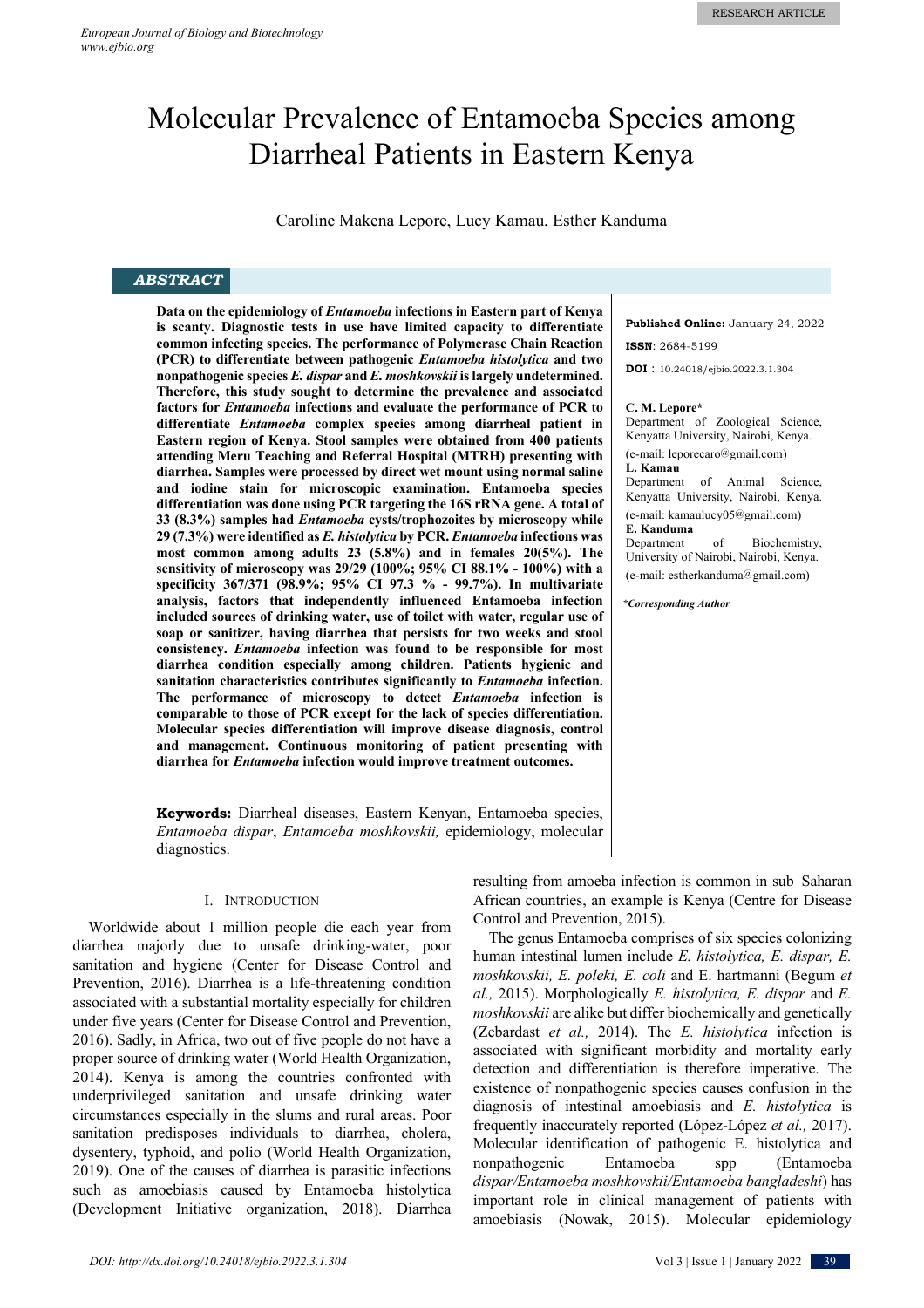RESEARCH ARTICLE

# Molecular Prevalence of Entamoeba Species among Diarrheal Patients in Eastern Kenya

Caroline Makena Lepore, Lucy Kamau, Esther Kanduma

## ABSTRACT

**Data on the epidemiology of *Entamoeba* infections in Eastern part of Kenya is scanty. Diagnostic tests in use have limited capacity to differentiate common infecting species. The performance of Polymerase Chain Reaction (PCR) to differentiate between pathogenic *Entamoeba histolytica* and two nonpathogenic species *E. dispar* and *E. moshkovskii* is largely undetermined. Therefore, this study sought to determine the prevalence and associated factors for *Entamoeba* infections and evaluate the performance of PCR to differentiate *Entamoeba* complex species among diarrheal patient in Eastern region of Kenya. Stool samples were obtained from 400 patients attending Meru Teaching and Referral Hospital (MTRH) presenting with diarrhea. Samples were processed by direct wet mount using normal saline and iodine stain for microscopic examination. Entamoeba species differentiation was done using PCR targeting the 16S rRNA gene. A total of 33 (8.3%) samples had *Entamoeba* cysts/trophozoites by microscopy while 29 (7.3%) were identified as *E. histolytica* by PCR. *Entamoeba* infections was most common among adults 23 (5.8%) and in females 20(5%). The sensitivity of microscopy was 29/29 (100%; 95% CI 88.1% - 100%) with a specificity 367/371 (98.9%; 95% CI 97.3 % - 99.7%). In multivariate analysis, factors that independently influenced Entamoeba infection included sources of drinking water, use of toilet with water, regular use of soap or sanitizer, having diarrhea that persists for two weeks and stool consistency. *Entamoeba* infection was found to be responsible for most diarrhea condition especially among children. Patients hygienic and sanitation characteristics contributes significantly to *Entamoeba* infection. The performance of microscopy to detect *Entamoeba* infection is comparable to those of PCR except for the lack of species differentiation. Molecular species differentiation will improve disease diagnosis, control and management. Continuous monitoring of patient presenting with diarrhea for *Entamoeba* infection would improve treatment outcomes.**

**Keywords:** Diarrheal diseases, Eastern Kenyan, Entamoeba species, *Entamoeba dispar*, *Entamoeba moshkovskii,* epidemiology, molecular diagnostics.

**Published Online:** January 24, 2022

**ISSN**: 2684-5199

**DOI** : 10.24018/ejbio.2022.3.1.304

**C. M. Lepore***
Department of Zoological Science, Kenyatta University, Nairobi, Kenya.
(e-mail: leporecaro@gmail.com)

**L. Kamau**
Department of Animal Science, Kenyatta University, Nairobi, Kenya.
(e-mail: kamaulucy05@gmail.com)

**E. Kanduma**
Department of Biochemistry, University of Nairobi, Nairobi, Kenya.
(e-mail: estherkanduma@gmail.com)

****Corresponding Author***

## I. Introduction

Worldwide about 1 million people die each year from diarrhea majorly due to unsafe drinking-water, poor sanitation and hygiene (Center for Disease Control and Prevention, 2016). Diarrhea is a life-threatening condition associated with a substantial mortality especially for children under five years (Center for Disease Control and Prevention, 2016). Sadly, in Africa, two out of five people do not have a proper source of drinking water (World Health Organization, 2014). Kenya is among the countries confronted with underprivileged sanitation and unsafe drinking water circumstances especially in the slums and rural areas. Poor sanitation predisposes individuals to diarrhea, cholera, dysentery, typhoid, and polio (World Health Organization, 2019). One of the causes of diarrhea is parasitic infections such as amoebiasis caused by Entamoeba histolytica (Development Initiative organization, 2018). Diarrhea resulting from amoeba infection is common in sub–Saharan African countries, an example is Kenya (Centre for Disease Control and Prevention, 2015).

The genus Entamoeba comprises of six species colonizing human intestinal lumen include *E. histolytica, E. dispar, E. moshkovskii, E. poleki, E. coli* and E. hartmanni (Begum *et al.,* 2015). Morphologically *E. histolytica, E. dispar* and *E. moshkovskii* are alike but differ biochemically and genetically (Zebardast *et al.,* 2014). The *E. histolytica* infection is associated with significant morbidity and mortality early detection and differentiation is therefore imperative. The existence of nonpathogenic species causes confusion in the diagnosis of intestinal amoebiasis and *E. histolytica* is frequently inaccurately reported (López-López *et al.,* 2017). Molecular identification of pathogenic E. histolytica and nonpathogenic Entamoeba spp (Entamoeba *dispar/Entamoeba moshkovskii/Entamoeba bangladeshi*) has important role in clinical management of patients with amoebiasis (Nowak, 2015). Molecular epidemiology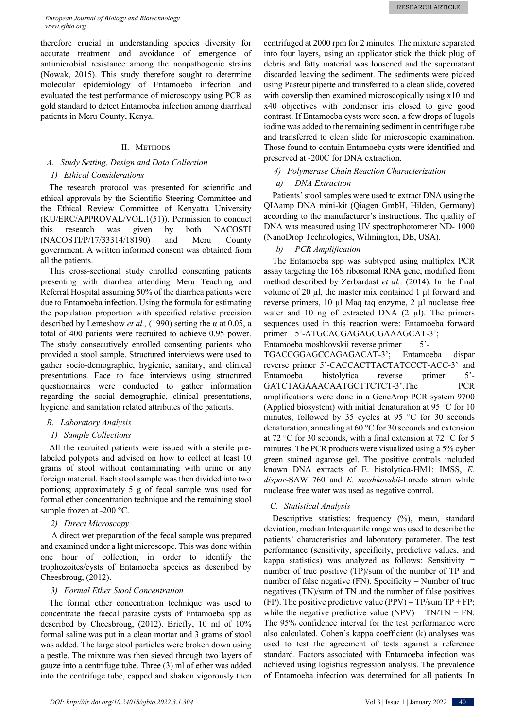therefore crucial in understanding species diversity for accurate treatment and avoidance of emergence of antimicrobial resistance among the nonpathogenic strains (Nowak, 2015). This study therefore sought to determine molecular epidemiology of Entamoeba infection and evaluated the test performance of microscopy using PCR as gold standard to detect Entamoeba infection among diarrheal patients in Meru County, Kenya.

## II. Methods

### *A. Study Setting, Design and Data Collection*

#### *1) Ethical Considerations*

The research protocol was presented for scientific and ethical approvals by the Scientific Steering Committee and the Ethical Review Committee of Kenyatta University (KU/ERC/APPROVAL/VOL.1(51)). Permission to conduct this research was given by both NACOSTI (NACOSTI/P/17/33314/18190) and Meru County government. A written informed consent was obtained from all the patients.

This cross-sectional study enrolled consenting patients presenting with diarrhea attending Meru Teaching and Referral Hospital assuming 50% of the diarrhea patients were due to Entamoeba infection. Using the formula for estimating the population proportion with specified relative precision described by Lemeshow *et al.,* (1990) setting the α at 0.05, a total of 400 patients were recruited to achieve 0.95 power. The study consecutively enrolled consenting patients who provided a stool sample. Structured interviews were used to gather socio-demographic, hygienic, sanitary, and clinical presentations. Face to face interviews using structured questionnaires were conducted to gather information regarding the social demographic, clinical presentations, hygiene, and sanitation related attributes of the patients.

### *B. Laboratory Analysis*

#### *1) Sample Collections*

All the recruited patients were issued with a sterile pre-labeled polypots and advised on how to collect at least 10 grams of stool without contaminating with urine or any foreign material. Each stool sample was then divided into two portions; approximately 5 g of fecal sample was used for formal ether concentration technique and the remaining stool sample frozen at -200 °C.

#### *2) Direct Microscopy*

A direct wet preparation of the fecal sample was prepared and examined under a light microscope. This was done within one hour of collection, in order to identify the trophozoites/cysts of Entamoeba species as described by Cheesbroug, (2012).

#### *3) Formal Ether Stool Concentration*

The formal ether concentration technique was used to concentrate the faecal parasite cysts of Entamoeba spp as described by Cheesbroug, (2012). Briefly, 10 ml of 10% formal saline was put in a clean mortar and 3 grams of stool was added. The large stool particles were broken down using a pestle. The mixture was then sieved through two layers of gauze into a centrifuge tube. Three (3) ml of ether was added into the centrifuge tube, capped and shaken vigorously then centrifuged at 2000 rpm for 2 minutes. The mixture separated into four layers, using an applicator stick the thick plug of debris and fatty material was loosened and the supernatant discarded leaving the sediment. The sediments were picked using Pasteur pipette and transferred to a clean slide, covered with coverslip then examined microscopically using x10 and x40 objectives with condenser iris closed to give good contrast. If Entamoeba cysts were seen, a few drops of lugols iodine was added to the remaining sediment in centrifuge tube and transferred to clean slide for microscopic examination. Those found to contain Entamoeba cysts were identified and preserved at -200C for DNA extraction.

#### *4) Polymerase Chain Reaction Characterization*

##### *a) DNA Extraction*

Patients' stool samples were used to extract DNA using the QIAamp DNA mini-kit (Qiagen GmbH, Hilden, Germany) according to the manufacturer's instructions. The quality of DNA was measured using UV spectrophotometer ND- 1000 (NanoDrop Technologies, Wilmington, DE, USA).

##### *b) PCR Amplification*

The Entamoeba spp was subtyped using multiplex PCR assay targeting the 16S ribosomal RNA gene, modified from method described by Zerbardast *et al.,* (2014). In the final volume of 20 µl, the master mix contained 1 µl forward and reverse primers, 10 µl Maq taq enzyme, 2 µl nuclease free water and 10 ng of extracted DNA (2 µl). The primers sequences used in this reaction were: Entamoeba forward primer 5'-ATGCACGAGAGCGAAAGCAT-3'; Entamoeba moshkovskii reverse primer 5'-TGACCGGAGCCAGAGACAT-3'; Entamoeba dispar reverse primer 5'-CACCACTTACTATCCCT-ACC-3' and Entamoeba histolytica reverse primer 5'-GATCTAGAAACAATGCTTCTCT-3'.The PCR amplifications were done in a GeneAmp PCR system 9700 (Applied biosystem) with initial denaturation at 95 °C for 10 minutes, followed by 35 cycles at 95 °C for 30 seconds denaturation, annealing at 60 °C for 30 seconds and extension at 72 °C for 30 seconds, with a final extension at 72 °C for 5 minutes. The PCR products were visualized using a 5% cyber green stained agarose gel. The positive controls included known DNA extracts of E. histolytica-HM1: IMSS, *E. dispar*-SAW 760 and *E. moshkovskii*-Laredo strain while nuclease free water was used as negative control.

### *C. Statistical Analysis*

Descriptive statistics: frequency (%), mean, standard deviation, median Interquartile range was used to describe the patients' characteristics and laboratory parameter. The test performance (sensitivity, specificity, predictive values, and kappa statistics) was analyzed as follows: Sensitivity = number of true positive (TP)/sum of the number of TP and number of false negative (FN). Specificity = Number of true negatives (TN)/sum of TN and the number of false positives (FP). The positive predictive value (PPV) = TP/sum TP + FP; while the negative predictive value (NPV) = TN/TN + FN. The 95% confidence interval for the test performance were also calculated. Cohen's kappa coefficient (k) analyses was used to test the agreement of tests against a reference standard. Factors associated with Entamoeba infection was achieved using logistics regression analysis. The prevalence of Entamoeba infection was determined for all patients. In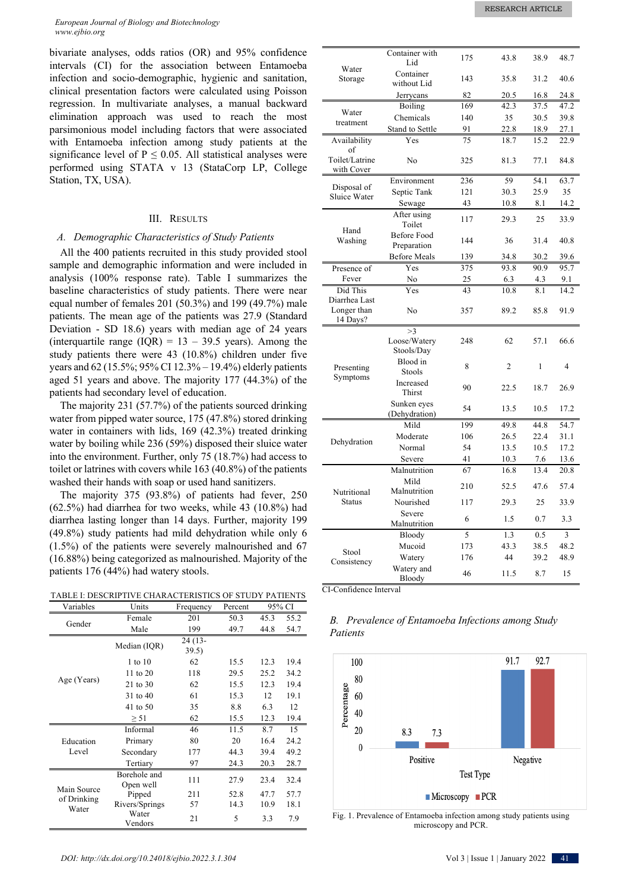bivariate analyses, odds ratios (OR) and 95% confidence intervals (CI) for the association between Entamoeba infection and socio-demographic, hygienic and sanitation, clinical presentation factors were calculated using Poisson regression. In multivariate analyses, a manual backward elimination approach was used to reach the most parsimonious model including factors that were associated with Entamoeba infection among study patients at the significance level of P ≤ 0.05. All statistical analyses were performed using STATA v 13 (StataCorp LP, College Station, TX, USA).

## III. Results

### A. Demographic Characteristics of Study Patients

All the 400 patients recruited in this study provided stool sample and demographic information and were included in analysis (100% response rate). Table I summarizes the baseline characteristics of study patients. There were near equal number of females 201 (50.3%) and 199 (49.7%) male patients. The mean age of the patients was 27.9 (Standard Deviation - SD 18.6) years with median age of 24 years (interquartile range (IQR) = 13 – 39.5 years). Among the study patients there were 43 (10.8%) children under five years and 62 (15.5%; 95% CI 12.3% – 19.4%) elderly patients aged 51 years and above. The majority 177 (44.3%) of the patients had secondary level of education.

The majority 231 (57.7%) of the patients sourced drinking water from pipped water source, 175 (47.8%) stored drinking water in containers with lids, 169 (42.3%) treated drinking water by boiling while 236 (59%) disposed their sluice water into the environment. Further, only 75 (18.7%) had access to toilet or latrines with covers while 163 (40.8%) of the patients washed their hands with soap or used hand sanitizers.

The majority 375 (93.8%) of patients had fever, 250 (62.5%) had diarrhea for two weeks, while 43 (10.8%) had diarrhea lasting longer than 14 days. Further, majority 199 (49.8%) study patients had mild dehydration while only 6 (1.5%) of the patients were severely malnourished and 67 (16.88%) being categorized as malnourished. Majority of the patients 176 (44%) had watery stools.

TABLE I: DESCRIPTIVE CHARACTERISTICS OF STUDY PATIENTS

| Variables | Units | Frequency | Percent | 95% CI | |
|---|---|---|---|---|---|
| Gender | Female | 201 | 50.3 | 45.3 | 55.2 |
| | Male | 199 | 49.7 | 44.8 | 54.7 |
| Age (Years) | Median (IQR) | 24 (13-39.5) | | | |
| | 1 to 10 | 62 | 15.5 | 12.3 | 19.4 |
| | 11 to 20 | 118 | 29.5 | 25.2 | 34.2 |
| | 21 to 30 | 62 | 15.5 | 12.3 | 19.4 |
| | 31 to 40 | 61 | 15.3 | 12 | 19.1 |
| | 41 to 50 | 35 | 8.8 | 6.3 | 12 |
| | ≥ 51 | 62 | 15.5 | 12.3 | 19.4 |
| Education Level | Informal | 46 | 11.5 | 8.7 | 15 |
| | Primary | 80 | 20 | 16.4 | 24.2 |
| | Secondary | 177 | 44.3 | 39.4 | 49.2 |
| | Tertiary | 97 | 24.3 | 20.3 | 28.7 |
| Main Source of Drinking Water | Borehole and Open well | 111 | 27.9 | 23.4 | 32.4 |
| | Pipped | 211 | 52.8 | 47.7 | 57.7 |
| | Rivers/Springs | 57 | 14.3 | 10.9 | 18.1 |
| | Water Vendors | 21 | 5 | 3.3 | 7.9 |
| Water Storage | Container with Lid | 175 | 43.8 | 38.9 | 48.7 |
| | Container without Lid | 143 | 35.8 | 31.2 | 40.6 |
| | Jerrycans | 82 | 20.5 | 16.8 | 24.8 |
| Water treatment | Boiling | 169 | 42.3 | 37.5 | 47.2 |
| | Chemicals | 140 | 35 | 30.5 | 39.8 |
| | Stand to Settle | 91 | 22.8 | 18.9 | 27.1 |
| Availability of Toilet/Latrine with Cover | Yes | 75 | 18.7 | 15.2 | 22.9 |
| | No | 325 | 81.3 | 77.1 | 84.8 |
| Disposal of Sluice Water | Environment | 236 | 59 | 54.1 | 63.7 |
| | Septic Tank | 121 | 30.3 | 25.9 | 35 |
| | Sewage | 43 | 10.8 | 8.1 | 14.2 |
| Hand Washing | After using Toilet | 117 | 29.3 | 25 | 33.9 |
| | Before Food Preparation | 144 | 36 | 31.4 | 40.8 |
| | Before Meals | 139 | 34.8 | 30.2 | 39.6 |
| Presence of Fever | Yes | 375 | 93.8 | 90.9 | 95.7 |
| | No | 25 | 6.3 | 4.3 | 9.1 |
| Did This Diarrhea Last Longer than 14 Days? | Yes | 43 | 10.8 | 8.1 | 14.2 |
| | No | 357 | 89.2 | 85.8 | 91.9 |
| Presenting Symptoms | >3 Loose/Watery Stools/Day | 248 | 62 | 57.1 | 66.6 |
| | Blood in Stools | 8 | 2 | 1 | 4 |
| | Increased Thirst | 90 | 22.5 | 18.7 | 26.9 |
| | Sunken eyes (Dehydration) | 54 | 13.5 | 10.5 | 17.2 |
| Dehydration | Mild | 199 | 49.8 | 44.8 | 54.7 |
| | Moderate | 106 | 26.5 | 22.4 | 31.1 |
| | Normal | 54 | 13.5 | 10.5 | 17.2 |
| | Severe | 41 | 10.3 | 7.6 | 13.6 |
| Nutritional Status | Malnutrition | 67 | 16.8 | 13.4 | 20.8 |
| | Mild Malnutrition | 210 | 52.5 | 47.6 | 57.4 |
| | Nourished | 117 | 29.3 | 25 | 33.9 |
| | Severe Malnutrition | 6 | 1.5 | 0.7 | 3.3 |
| Stool Consistency | Bloody | 5 | 1.3 | 0.5 | 3 |
| | Mucoid | 173 | 43.3 | 38.5 | 48.2 |
| | Watery | 176 | 44 | 39.2 | 48.9 |
| | Watery and Bloody | 46 | 11.5 | 8.7 | 15 |

CI-Confidence Interval

### B. Prevalence of Entamoeba Infections among Study Patients

Fig. 1. Prevalence of Entamoeba infection among study patients using microscopy and PCR.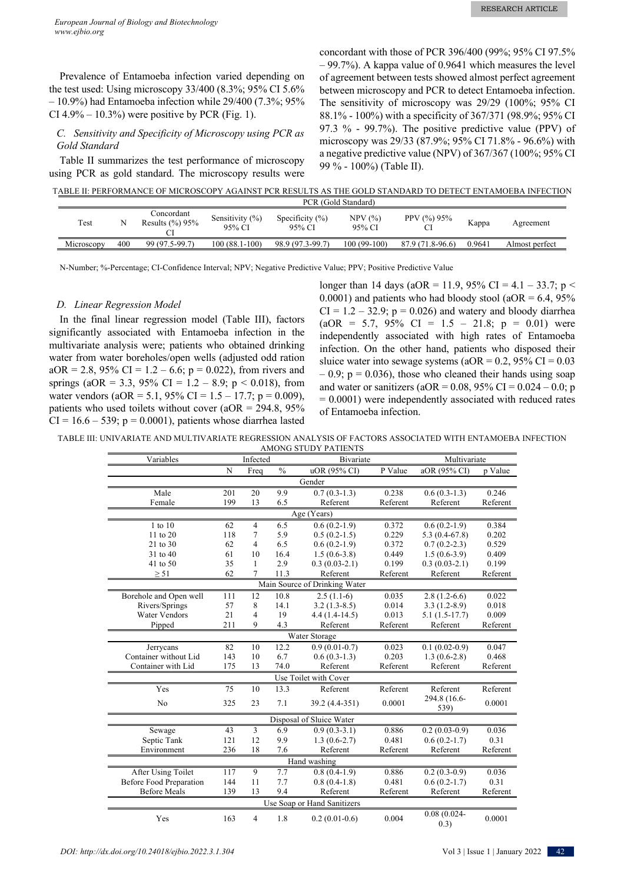Prevalence of Entamoeba infection varied depending on the test used: Using microscopy 33/400 (8.3%; 95% CI 5.6% – 10.9%) had Entamoeba infection while 29/400 (7.3%; 95% CI 4.9% – 10.3%) were positive by PCR (Fig. 1).

### C. Sensitivity and Specificity of Microscopy using PCR as Gold Standard

Table II summarizes the test performance of microscopy using PCR as gold standard. The microscopy results were concordant with those of PCR 396/400 (99%; 95% CI 97.5% – 99.7%). A kappa value of 0.9641 which measures the level of agreement between tests showed almost perfect agreement between microscopy and PCR to detect Entamoeba infection. The sensitivity of microscopy was 29/29 (100%; 95% CI 88.1% - 100%) with a specificity of 367/371 (98.9%; 95% CI 97.3 % - 99.7%). The positive predictive value (PPV) of microscopy was 29/33 (87.9%; 95% CI 71.8% - 96.6%) with a negative predictive value (NPV) of 367/367 (100%; 95% CI 99 % - 100%) (Table II).

TABLE II: PERFORMANCE OF MICROSCOPY AGAINST PCR RESULTS AS THE GOLD STANDARD TO DETECT ENTAMOEBA INFECTION

| | | PCR (Gold Standard) | | | | | | |
|---|---|---|---|---|---|---|---|---|
| Test | N | Concordant Results (%) 95% CI | Sensitivity (%) 95% CI | Specificity (%) 95% CI | NPV (%) 95% CI | PPV (%) 95% CI | Kappa | Agreement |
| Microscopy | 400 | 99 (97.5-99.7) | 100 (88.1-100) | 98.9 (97.3-99.7) | 100 (99-100) | 87.9 (71.8-96.6) | 0.9641 | Almost perfect |

N-Number; %-Percentage; CI-Confidence Interval; NPV; Negative Predictive Value; PPV; Positive Predictive Value

### D. Linear Regression Model

In the final linear regression model (Table III), factors significantly associated with Entamoeba infection in the multivariate analysis were; patients who obtained drinking water from water boreholes/open wells (adjusted odd ration aOR = 2.8, 95% CI = 1.2 – 6.6; p = 0.022), from rivers and springs (aOR = 3.3, 95% CI = 1.2 – 8.9; p < 0.018), from water vendors (aOR = 5.1, 95% CI = 1.5 – 17.7; p = 0.009), patients who used toilets without cover (aOR = 294.8, 95% CI = 16.6 – 539; p = 0.0001), patients whose diarrhea lasted longer than 14 days (aOR = 11.9, 95% CI = 4.1 – 33.7; p < 0.0001) and patients who had bloody stool (aOR = 6.4, 95% CI = 1.2 – 32.9; p = 0.026) and watery and bloody diarrhea (aOR = 5.7, 95% CI = 1.5 – 21.8; p = 0.01) were independently associated with high rates of Entamoeba infection. On the other hand, patients who disposed their sluice water into sewage systems (aOR = 0.2, 95% CI = 0.03 – 0.9; p = 0.036), those who cleaned their hands using soap and water or sanitizers (aOR = 0.08, 95% CI = 0.024 – 0.0; p = 0.0001) were independently associated with reduced rates of Entamoeba infection.

TABLE III: UNIVARIATE AND MULTIVARIATE REGRESSION ANALYSIS OF FACTORS ASSOCIATED WITH ENTAMOEBA INFECTION AMONG STUDY PATIENTS

| Variables | Infected | | | Bivariate | | Multivariate | |
|---|---|---|---|---|---|---|---|
| | N | Freq | % | uOR (95% CI) | P Value | aOR (95% CI) | p Value |
| **Gender** | | | | | | | |
| Male | 201 | 20 | 9.9 | 0.7 (0.3-1.3) | 0.238 | 0.6 (0.3-1.3) | 0.246 |
| Female | 199 | 13 | 6.5 | Referent | Referent | Referent | Referent |
| **Age (Years)** | | | | | | | |
| 1 to 10 | 62 | 4 | 6.5 | 0.6 (0.2-1.9) | 0.372 | 0.6 (0.2-1.9) | 0.384 |
| 11 to 20 | 118 | 7 | 5.9 | 0.5 (0.2-1.5) | 0.229 | 5.3 (0.4-67.8) | 0.202 |
| 21 to 30 | 62 | 4 | 6.5 | 0.6 (0.2-1.9) | 0.372 | 0.7 (0.2-2.3) | 0.529 |
| 31 to 40 | 61 | 10 | 16.4 | 1.5 (0.6-3.8) | 0.449 | 1.5 (0.6-3.9) | 0.409 |
| 41 to 50 | 35 | 1 | 2.9 | 0.3 (0.03-2.1) | 0.199 | 0.3 (0.03-2.1) | 0.199 |
| ≥ 51 | 62 | 7 | 11.3 | Referent | Referent | Referent | Referent |
| **Main Source of Drinking Water** | | | | | | | |
| Borehole and Open well | 111 | 12 | 10.8 | 2.5 (1.1-6) | 0.035 | 2.8 (1.2-6.6) | 0.022 |
| Rivers/Springs | 57 | 8 | 14.1 | 3.2 (1.3-8.5) | 0.014 | 3.3 (1.2-8.9) | 0.018 |
| Water Vendors | 21 | 4 | 19 | 4.4 (1.4-14.5) | 0.013 | 5.1 (1.5-17.7) | 0.009 |
| Pipped | 211 | 9 | 4.3 | Referent | Referent | Referent | Referent |
| **Water Storage** | | | | | | | |
| Jerrycans | 82 | 10 | 12.2 | 0.9 (0.01-0.7) | 0.023 | 0.1 (0.02-0.9) | 0.047 |
| Container without Lid | 143 | 10 | 6.7 | 0.6 (0.3-1.3) | 0.203 | 1.3 (0.6-2.8) | 0.468 |
| Container with Lid | 175 | 13 | 74.0 | Referent | Referent | Referent | Referent |
| **Use Toilet with Cover** | | | | | | | |
| Yes | 75 | 10 | 13.3 | Referent | Referent | Referent | Referent |
| No | 325 | 23 | 7.1 | 39.2 (4.4-351) | 0.0001 | 294.8 (16.6-539) | 0.0001 |
| **Disposal of Sluice Water** | | | | | | | |
| Sewage | 43 | 3 | 6.9 | 0.9 (0.3-3.1) | 0.886 | 0.2 (0.03-0.9) | 0.036 |
| Septic Tank | 121 | 12 | 9.9 | 1.3 (0.6-2.7) | 0.481 | 0.6 (0.2-1.7) | 0.31 |
| Environment | 236 | 18 | 7.6 | Referent | Referent | Referent | Referent |
| **Hand washing** | | | | | | | |
| After Using Toilet | 117 | 9 | 7.7 | 0.8 (0.4-1.9) | 0.886 | 0.2 (0.3-0.9) | 0.036 |
| Before Food Preparation | 144 | 11 | 7.7 | 0.8 (0.4-1.8) | 0.481 | 0.6 (0.2-1.7) | 0.31 |
| Before Meals | 139 | 13 | 9.4 | Referent | Referent | Referent | Referent |
| **Use Soap or Hand Sanitizers** | | | | | | | |
| Yes | 163 | 4 | 1.8 | 0.2 (0.01-0.6) | 0.004 | 0.08 (0.024-0.3) | 0.0001 |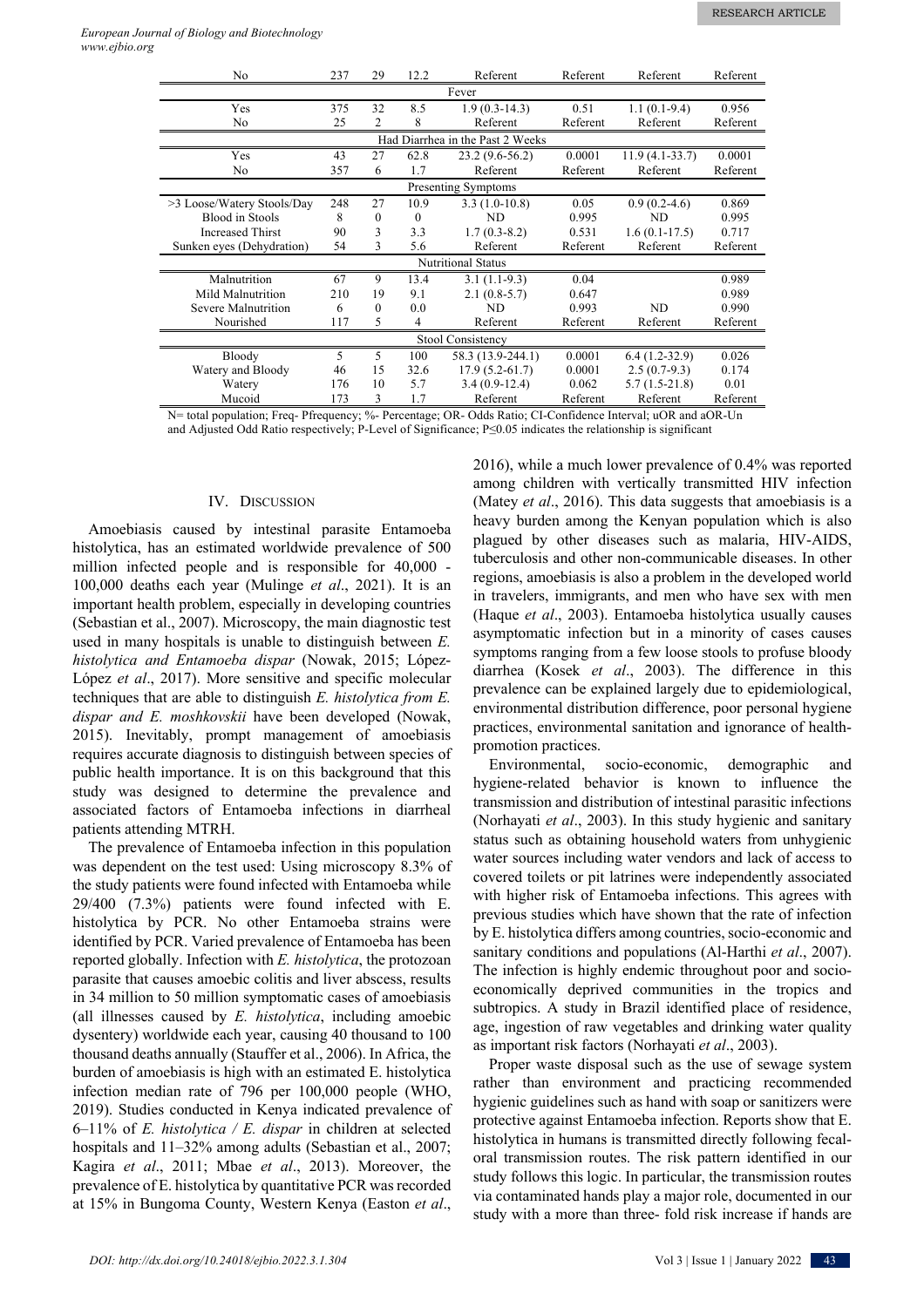| | | | | | | | |
|---|---|---|---|---|---|---|---|
| No | 237 | 29 | 12.2 | Referent | Referent | Referent | Referent |
| Fever | | | | | | | |
| Yes | 375 | 32 | 8.5 | 1.9 (0.3-14.3) | 0.51 | 1.1 (0.1-9.4) | 0.956 |
| No | 25 | 2 | 8 | Referent | Referent | Referent | Referent |
| Had Diarrhea in the Past 2 Weeks | | | | | | | |
| Yes | 43 | 27 | 62.8 | 23.2 (9.6-56.2) | 0.0001 | 11.9 (4.1-33.7) | 0.0001 |
| No | 357 | 6 | 1.7 | Referent | Referent | Referent | Referent |
| Presenting Symptoms | | | | | | | |
| >3 Loose/Watery Stools/Day | 248 | 27 | 10.9 | 3.3 (1.0-10.8) | 0.05 | 0.9 (0.2-4.6) | 0.869 |
| Blood in Stools | 8 | 0 | 0 | ND | 0.995 | ND | 0.995 |
| Increased Thirst | 90 | 3 | 3.3 | 1.7 (0.3-8.2) | 0.531 | 1.6 (0.1-17.5) | 0.717 |
| Sunken eyes (Dehydration) | 54 | 3 | 5.6 | Referent | Referent | Referent | Referent |
| Nutritional Status | | | | | | | |
| Malnutrition | 67 | 9 | 13.4 | 3.1 (1.1-9.3) | 0.04 | | 0.989 |
| Mild Malnutrition | 210 | 19 | 9.1 | 2.1 (0.8-5.7) | 0.647 | | 0.989 |
| Severe Malnutrition | 6 | 0 | 0.0 | ND | 0.993 | ND | 0.990 |
| Nourished | 117 | 5 | 4 | Referent | Referent | Referent | Referent |
| Stool Consistency | | | | | | | |
| Bloody | 5 | 5 | 100 | 58.3 (13.9-244.1) | 0.0001 | 6.4 (1.2-32.9) | 0.026 |
| Watery and Bloody | 46 | 15 | 32.6 | 17.9 (5.2-61.7) | 0.0001 | 2.5 (0.7-9.3) | 0.174 |
| Watery | 176 | 10 | 5.7 | 3.4 (0.9-12.4) | 0.062 | 5.7 (1.5-21.8) | 0.01 |
| Mucoid | 173 | 3 | 1.7 | Referent | Referent | Referent | Referent |

N= total population; Freq- Pfrequency; %- Percentage; OR- Odds Ratio; CI-Confidence Interval; uOR and aOR-Un and Adjusted Odd Ratio respectively; P-Level of Significance; P≤0.05 indicates the relationship is significant

## IV. Discussion

Amoebiasis caused by intestinal parasite Entamoeba histolytica, has an estimated worldwide prevalence of 500 million infected people and is responsible for 40,000 - 100,000 deaths each year (Mulinge *et al*., 2021). It is an important health problem, especially in developing countries (Sebastian et al., 2007). Microscopy, the main diagnostic test used in many hospitals is unable to distinguish between *E. histolytica and Entamoeba dispar* (Nowak, 2015; López-López *et al*., 2017). More sensitive and specific molecular techniques that are able to distinguish *E. histolytica from E. dispar and E. moshkovskii* have been developed (Nowak, 2015). Inevitably, prompt management of amoebiasis requires accurate diagnosis to distinguish between species of public health importance. It is on this background that this study was designed to determine the prevalence and associated factors of Entamoeba infections in diarrheal patients attending MTRH.

The prevalence of Entamoeba infection in this population was dependent on the test used: Using microscopy 8.3% of the study patients were found infected with Entamoeba while 29/400 (7.3%) patients were found infected with E. histolytica by PCR. No other Entamoeba strains were identified by PCR. Varied prevalence of Entamoeba has been reported globally. Infection with *E. histolytica*, the protozoan parasite that causes amoebic colitis and liver abscess, results in 34 million to 50 million symptomatic cases of amoebiasis (all illnesses caused by *E. histolytica*, including amoebic dysentery) worldwide each year, causing 40 thousand to 100 thousand deaths annually (Stauffer et al., 2006). In Africa, the burden of amoebiasis is high with an estimated E. histolytica infection median rate of 796 per 100,000 people (WHO, 2019). Studies conducted in Kenya indicated prevalence of 6–11% of *E. histolytica / E. dispar* in children at selected hospitals and 11–32% among adults (Sebastian et al., 2007; Kagira *et al*., 2011; Mbae *et al*., 2013). Moreover, the prevalence of E. histolytica by quantitative PCR was recorded at 15% in Bungoma County, Western Kenya (Easton *et al*., 2016), while a much lower prevalence of 0.4% was reported among children with vertically transmitted HIV infection (Matey *et al*., 2016). This data suggests that amoebiasis is a heavy burden among the Kenyan population which is also plagued by other diseases such as malaria, HIV-AIDS, tuberculosis and other non-communicable diseases. In other regions, amoebiasis is also a problem in the developed world in travelers, immigrants, and men who have sex with men (Haque *et al*., 2003). Entamoeba histolytica usually causes asymptomatic infection but in a minority of cases causes symptoms ranging from a few loose stools to profuse bloody diarrhea (Kosek *et al*., 2003). The difference in this prevalence can be explained largely due to epidemiological, environmental distribution difference, poor personal hygiene practices, environmental sanitation and ignorance of health-promotion practices.

Environmental, socio-economic, demographic and hygiene-related behavior is known to influence the transmission and distribution of intestinal parasitic infections (Norhayati *et al*., 2003). In this study hygienic and sanitary status such as obtaining household waters from unhygienic water sources including water vendors and lack of access to covered toilets or pit latrines were independently associated with higher risk of Entamoeba infections. This agrees with previous studies which have shown that the rate of infection by E. histolytica differs among countries, socio-economic and sanitary conditions and populations (Al-Harthi *et al*., 2007). The infection is highly endemic throughout poor and socio-economically deprived communities in the tropics and subtropics. A study in Brazil identified place of residence, age, ingestion of raw vegetables and drinking water quality as important risk factors (Norhayati *et al*., 2003).

Proper waste disposal such as the use of sewage system rather than environment and practicing recommended hygienic guidelines such as hand with soap or sanitizers were protective against Entamoeba infection. Reports show that E. histolytica in humans is transmitted directly following fecal-oral transmission routes. The risk pattern identified in our study follows this logic. In particular, the transmission routes via contaminated hands play a major role, documented in our study with a more than three- fold risk increase if hands are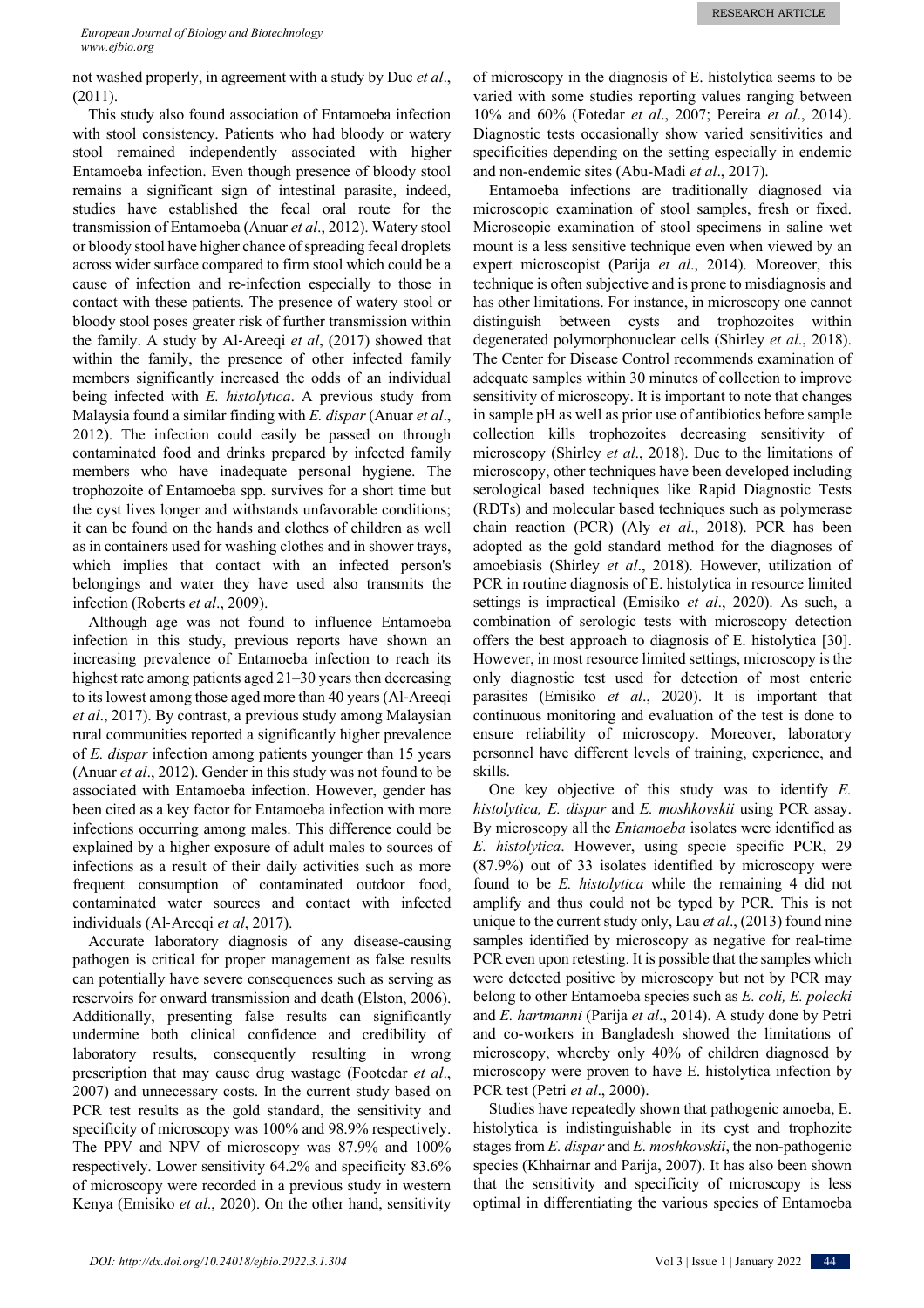not washed properly, in agreement with a study by Duc *et al*., (2011).

This study also found association of Entamoeba infection with stool consistency. Patients who had bloody or watery stool remained independently associated with higher Entamoeba infection. Even though presence of bloody stool remains a significant sign of intestinal parasite, indeed, studies have established the fecal oral route for the transmission of Entamoeba (Anuar *et al*., 2012). Watery stool or bloody stool have higher chance of spreading fecal droplets across wider surface compared to firm stool which could be a cause of infection and re-infection especially to those in contact with these patients. The presence of watery stool or bloody stool poses greater risk of further transmission within the family. A study by Al-Areeqi *et al*, (2017) showed that within the family, the presence of other infected family members significantly increased the odds of an individual being infected with *E. histolytica*. A previous study from Malaysia found a similar finding with *E. dispar* (Anuar *et al*., 2012). The infection could easily be passed on through contaminated food and drinks prepared by infected family members who have inadequate personal hygiene. The trophozoite of Entamoeba spp. survives for a short time but the cyst lives longer and withstands unfavorable conditions; it can be found on the hands and clothes of children as well as in containers used for washing clothes and in shower trays, which implies that contact with an infected person's belongings and water they have used also transmits the infection (Roberts *et al*., 2009).

Although age was not found to influence Entamoeba infection in this study, previous reports have shown an increasing prevalence of Entamoeba infection to reach its highest rate among patients aged 21–30 years then decreasing to its lowest among those aged more than 40 years (Al-Areeqi *et al*., 2017). By contrast, a previous study among Malaysian rural communities reported a significantly higher prevalence of *E. dispar* infection among patients younger than 15 years (Anuar *et al*., 2012). Gender in this study was not found to be associated with Entamoeba infection. However, gender has been cited as a key factor for Entamoeba infection with more infections occurring among males. This difference could be explained by a higher exposure of adult males to sources of infections as a result of their daily activities such as more frequent consumption of contaminated outdoor food, contaminated water sources and contact with infected individuals (Al-Areeqi *et al*, 2017).

Accurate laboratory diagnosis of any disease-causing pathogen is critical for proper management as false results can potentially have severe consequences such as serving as reservoirs for onward transmission and death (Elston, 2006). Additionally, presenting false results can significantly undermine both clinical confidence and credibility of laboratory results, consequently resulting in wrong prescription that may cause drug wastage (Footedar *et al*., 2007) and unnecessary costs. In the current study based on PCR test results as the gold standard, the sensitivity and specificity of microscopy was 100% and 98.9% respectively. The PPV and NPV of microscopy was 87.9% and 100% respectively. Lower sensitivity 64.2% and specificity 83.6% of microscopy were recorded in a previous study in western Kenya (Emisiko *et al*., 2020). On the other hand, sensitivity of microscopy in the diagnosis of E. histolytica seems to be varied with some studies reporting values ranging between 10% and 60% (Fotedar *et al*., 2007; Pereira *et al*., 2014). Diagnostic tests occasionally show varied sensitivities and specificities depending on the setting especially in endemic and non-endemic sites (Abu-Madi *et al*., 2017).

Entamoeba infections are traditionally diagnosed via microscopic examination of stool samples, fresh or fixed. Microscopic examination of stool specimens in saline wet mount is a less sensitive technique even when viewed by an expert microscopist (Parija *et al*., 2014). Moreover, this technique is often subjective and is prone to misdiagnosis and has other limitations. For instance, in microscopy one cannot distinguish between cysts and trophozoites within degenerated polymorphonuclear cells (Shirley *et al*., 2018). The Center for Disease Control recommends examination of adequate samples within 30 minutes of collection to improve sensitivity of microscopy. It is important to note that changes in sample pH as well as prior use of antibiotics before sample collection kills trophozoites decreasing sensitivity of microscopy (Shirley *et al*., 2018). Due to the limitations of microscopy, other techniques have been developed including serological based techniques like Rapid Diagnostic Tests (RDTs) and molecular based techniques such as polymerase chain reaction (PCR) (Aly *et al*., 2018). PCR has been adopted as the gold standard method for the diagnoses of amoebiasis (Shirley *et al*., 2018). However, utilization of PCR in routine diagnosis of E. histolytica in resource limited settings is impractical (Emisiko *et al*., 2020). As such, a combination of serologic tests with microscopy detection offers the best approach to diagnosis of E. histolytica [30]. However, in most resource limited settings, microscopy is the only diagnostic test used for detection of most enteric parasites (Emisiko *et al*., 2020). It is important that continuous monitoring and evaluation of the test is done to ensure reliability of microscopy. Moreover, laboratory personnel have different levels of training, experience, and skills.

One key objective of this study was to identify *E. histolytica, E. dispar* and *E. moshkovskii* using PCR assay. By microscopy all the *Entamoeba* isolates were identified as *E. histolytica*. However, using specie specific PCR, 29 (87.9%) out of 33 isolates identified by microscopy were found to be *E. histolytica* while the remaining 4 did not amplify and thus could not be typed by PCR. This is not unique to the current study only, Lau *et al*., (2013) found nine samples identified by microscopy as negative for real-time PCR even upon retesting. It is possible that the samples which were detected positive by microscopy but not by PCR may belong to other Entamoeba species such as *E. coli, E. polecki* and *E. hartmanni* (Parija *et al*., 2014). A study done by Petri and co-workers in Bangladesh showed the limitations of microscopy, whereby only 40% of children diagnosed by microscopy were proven to have E. histolytica infection by PCR test (Petri *et al*., 2000).

Studies have repeatedly shown that pathogenic amoeba, E. histolytica is indistinguishable in its cyst and trophozite stages from *E. dispar* and *E. moshkovskii*, the non-pathogenic species (Khhairnar and Parija, 2007). It has also been shown that the sensitivity and specificity of microscopy is less optimal in differentiating the various species of Entamoeba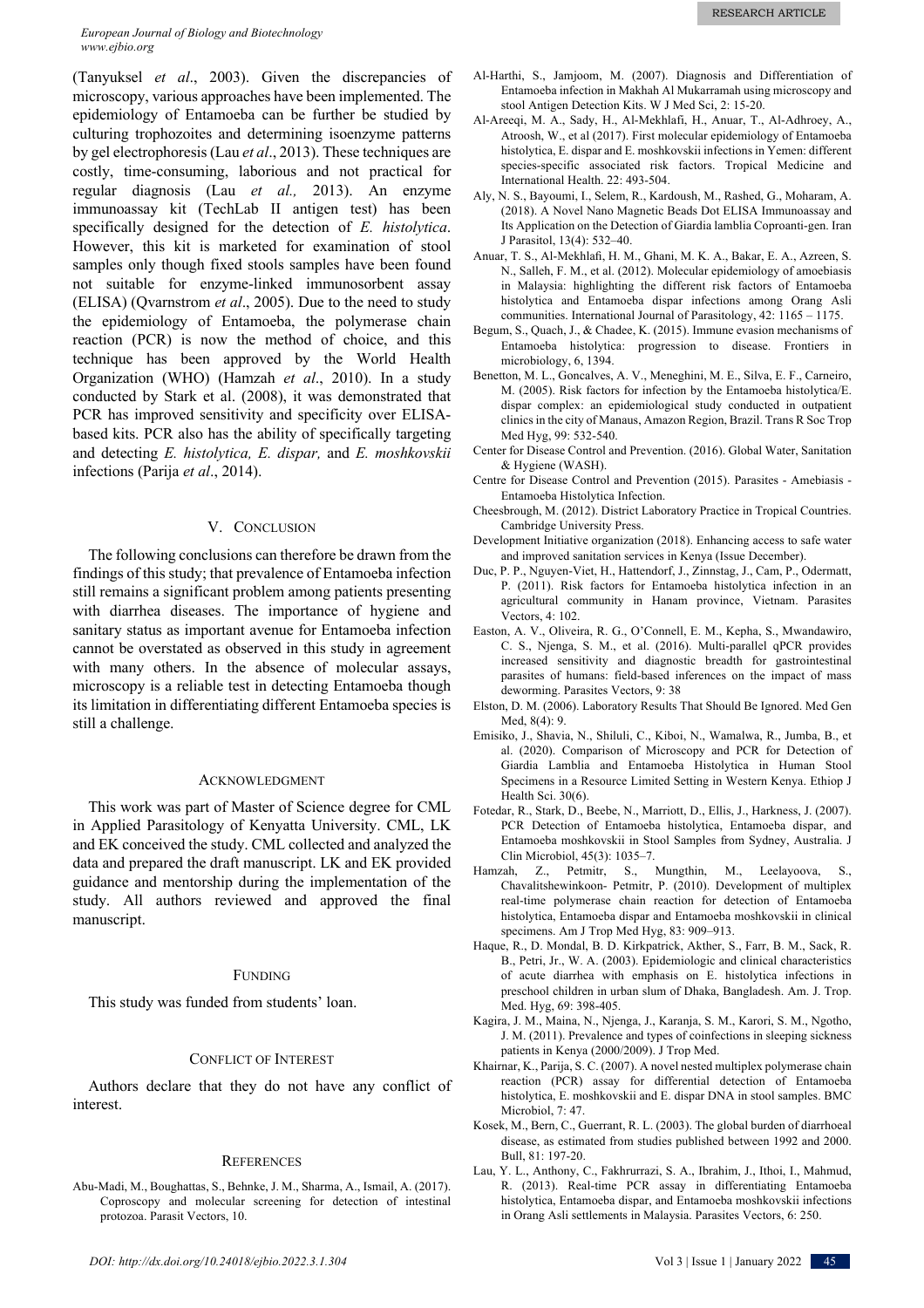(Tanyuksel *et al*., 2003). Given the discrepancies of microscopy, various approaches have been implemented. The epidemiology of Entamoeba can be further be studied by culturing trophozoites and determining isoenzyme patterns by gel electrophoresis (Lau *et al*., 2013). These techniques are costly, time-consuming, laborious and not practical for regular diagnosis (Lau *et al.,* 2013). An enzyme immunoassay kit (TechLab II antigen test) has been specifically designed for the detection of *E. histolytica*. However, this kit is marketed for examination of stool samples only though fixed stools samples have been found not suitable for enzyme-linked immunosorbent assay (ELISA) (Qvarnstrom *et al*., 2005). Due to the need to study the epidemiology of Entamoeba, the polymerase chain reaction (PCR) is now the method of choice, and this technique has been approved by the World Health Organization (WHO) (Hamzah *et al*., 2010). In a study conducted by Stark et al. (2008), it was demonstrated that PCR has improved sensitivity and specificity over ELISA-based kits. PCR also has the ability of specifically targeting and detecting *E. histolytica, E. dispar,* and *E. moshkovskii* infections (Parija *et al*., 2014).

## V. Conclusion

The following conclusions can therefore be drawn from the findings of this study; that prevalence of Entamoeba infection still remains a significant problem among patients presenting with diarrhea diseases. The importance of hygiene and sanitary status as important avenue for Entamoeba infection cannot be overstated as observed in this study in agreement with many others. In the absence of molecular assays, microscopy is a reliable test in detecting Entamoeba though its limitation in differentiating different Entamoeba species is still a challenge.

## Acknowledgment

This work was part of Master of Science degree for CML in Applied Parasitology of Kenyatta University. CML, LK and EK conceived the study. CML collected and analyzed the data and prepared the draft manuscript. LK and EK provided guidance and mentorship during the implementation of the study. All authors reviewed and approved the final manuscript.

## Funding

This study was funded from students' loan.

## Conflict of Interest

Authors declare that they do not have any conflict of interest.

## References

Abu-Madi, M., Boughattas, S., Behnke, J. M., Sharma, A., Ismail, A. (2017). Coproscopy and molecular screening for detection of intestinal protozoa. Parasit Vectors, 10.

Al-Harthi, S., Jamjoom, M. (2007). Diagnosis and Differentiation of Entamoeba infection in Makhah Al Mukarramah using microscopy and stool Antigen Detection Kits. W J Med Sci, 2: 15-20.

Al-Areeqi, M. A., Sady, H., Al-Mekhlafi, H., Anuar, T., Al-Adhroey, A., Atroosh, W., et al (2017). First molecular epidemiology of Entamoeba histolytica, E. dispar and E. moshkovskii infections in Yemen: different species-specific associated risk factors. Tropical Medicine and International Health. 22: 493-504.

Aly, N. S., Bayoumi, I., Selem, R., Kardoush, M., Rashed, G., Moharam, A. (2018). A Novel Nano Magnetic Beads Dot ELISA Immunoassay and Its Application on the Detection of Giardia lamblia Coproanti-gen. Iran J Parasitol, 13(4): 532–40.

Anuar, T. S., Al-Mekhlafi, H. M., Ghani, M. K. A., Bakar, E. A., Azreen, S. N., Salleh, F. M., et al. (2012). Molecular epidemiology of amoebiasis in Malaysia: highlighting the different risk factors of Entamoeba histolytica and Entamoeba dispar infections among Orang Asli communities. International Journal of Parasitology, 42: 1165 – 1175.

Begum, S., Quach, J., & Chadee, K. (2015). Immune evasion mechanisms of Entamoeba histolytica: progression to disease. Frontiers in microbiology, 6, 1394.

Benetton, M. L., Goncalves, A. V., Meneghini, M. E., Silva, E. F., Carneiro, M. (2005). Risk factors for infection by the Entamoeba histolytica/E. dispar complex: an epidemiological study conducted in outpatient clinics in the city of Manaus, Amazon Region, Brazil. Trans R Soc Trop Med Hyg, 99: 532-540.

Center for Disease Control and Prevention. (2016). Global Water, Sanitation & Hygiene (WASH).

Centre for Disease Control and Prevention (2015). Parasites - Amebiasis - Entamoeba Histolytica Infection.

Cheesbrough, M. (2012). District Laboratory Practice in Tropical Countries. Cambridge University Press.

Development Initiative organization (2018). Enhancing access to safe water and improved sanitation services in Kenya (Issue December).

Duc, P. P., Nguyen-Viet, H., Hattendorf, J., Zinnstag, J., Cam, P., Odermatt, P. (2011). Risk factors for Entamoeba histolytica infection in an agricultural community in Hanam province, Vietnam. Parasites Vectors, 4: 102.

Easton, A. V., Oliveira, R. G., O'Connell, E. M., Kepha, S., Mwandawiro, C. S., Njenga, S. M., et al. (2016). Multi-parallel qPCR provides increased sensitivity and diagnostic breadth for gastrointestinal parasites of humans: field-based inferences on the impact of mass deworming. Parasites Vectors, 9: 38

Elston, D. M. (2006). Laboratory Results That Should Be Ignored. Med Gen Med, 8(4): 9.

Emisiko, J., Shavia, N., Shiluli, C., Kiboi, N., Wamalwa, R., Jumba, B., et al. (2020). Comparison of Microscopy and PCR for Detection of Giardia Lamblia and Entamoeba Histolytica in Human Stool Specimens in a Resource Limited Setting in Western Kenya. Ethiop J Health Sci. 30(6).

Fotedar, R., Stark, D., Beebe, N., Marriott, D., Ellis, J., Harkness, J. (2007). PCR Detection of Entamoeba histolytica, Entamoeba dispar, and Entamoeba moshkovskii in Stool Samples from Sydney, Australia. J Clin Microbiol, 45(3): 1035–7.

Hamzah, Z., Petmitr, S., Mungthin, M., Leelayoova, S., Chavalitshewinkoon- Petmitr, P. (2010). Development of multiplex real-time polymerase chain reaction for detection of Entamoeba histolytica, Entamoeba dispar and Entamoeba moshkovskii in clinical specimens. Am J Trop Med Hyg, 83: 909–913.

Haque, R., D. Mondal, B. D. Kirkpatrick, Akther, S., Farr, B. M., Sack, R. B., Petri, Jr., W. A. (2003). Epidemiologic and clinical characteristics of acute diarrhea with emphasis on E. histolytica infections in preschool children in urban slum of Dhaka, Bangladesh. Am. J. Trop. Med. Hyg, 69: 398-405.

Kagira, J. M., Maina, N., Njenga, J., Karanja, S. M., Karori, S. M., Ngotho, J. M. (2011). Prevalence and types of coinfections in sleeping sickness patients in Kenya (2000/2009). J Trop Med.

Khairnar, K., Parija, S. C. (2007). A novel nested multiplex polymerase chain reaction (PCR) assay for differential detection of Entamoeba histolytica, E. moshkovskii and E. dispar DNA in stool samples. BMC Microbiol, 7: 47.

Kosek, M., Bern, C., Guerrant, R. L. (2003). The global burden of diarrhoeal disease, as estimated from studies published between 1992 and 2000. Bull, 81: 197-20.

Lau, Y. L., Anthony, C., Fakhrurrazi, S. A., Ibrahim, J., Ithoi, I., Mahmud, R. (2013). Real-time PCR assay in differentiating Entamoeba histolytica, Entamoeba dispar, and Entamoeba moshkovskii infections in Orang Asli settlements in Malaysia. Parasites Vectors, 6: 250.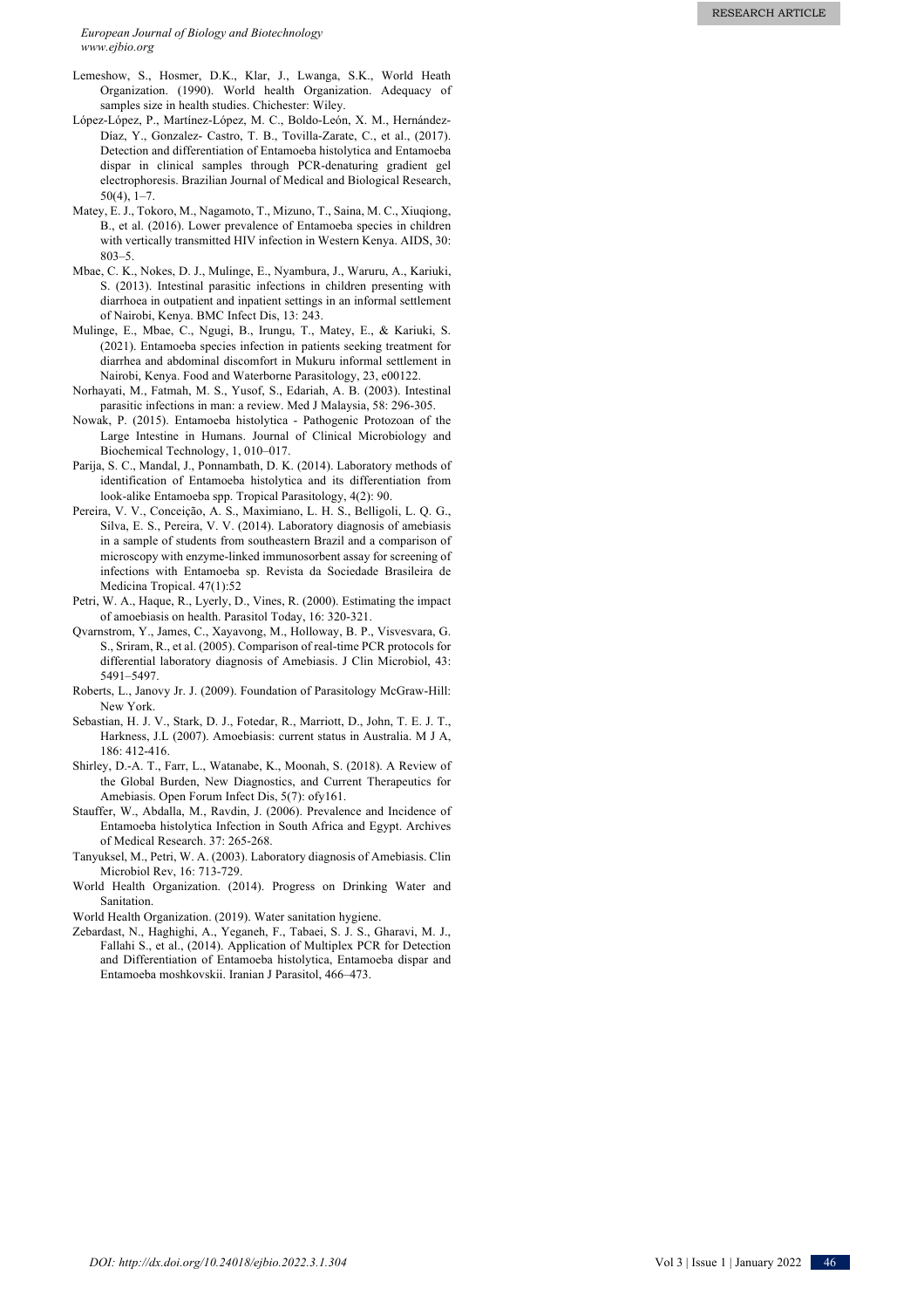Lemeshow, S., Hosmer, D.K., Klar, J., Lwanga, S.K., World Heath Organization. (1990). World health Organization. Adequacy of samples size in health studies. Chichester: Wiley.

López-López, P., Martínez-López, M. C., Boldo-León, X. M., Hernández-Díaz, Y., Gonzalez- Castro, T. B., Tovilla-Zarate, C., et al., (2017). Detection and differentiation of Entamoeba histolytica and Entamoeba dispar in clinical samples through PCR-denaturing gradient gel electrophoresis. Brazilian Journal of Medical and Biological Research, 50(4), 1–7.

Matey, E. J., Tokoro, M., Nagamoto, T., Mizuno, T., Saina, M. C., Xiuqiong, B., et al. (2016). Lower prevalence of Entamoeba species in children with vertically transmitted HIV infection in Western Kenya. AIDS, 30: 803–5.

Mbae, C. K., Nokes, D. J., Mulinge, E., Nyambura, J., Waruru, A., Kariuki, S. (2013). Intestinal parasitic infections in children presenting with diarrhoea in outpatient and inpatient settings in an informal settlement of Nairobi, Kenya. BMC Infect Dis, 13: 243.

Mulinge, E., Mbae, C., Ngugi, B., Irungu, T., Matey, E., & Kariuki, S. (2021). Entamoeba species infection in patients seeking treatment for diarrhea and abdominal discomfort in Mukuru informal settlement in Nairobi, Kenya. Food and Waterborne Parasitology, 23, e00122.

Norhayati, M., Fatmah, M. S., Yusof, S., Edariah, A. B. (2003). Intestinal parasitic infections in man: a review. Med J Malaysia, 58: 296-305.

Nowak, P. (2015). Entamoeba histolytica - Pathogenic Protozoan of the Large Intestine in Humans. Journal of Clinical Microbiology and Biochemical Technology, 1, 010–017.

Parija, S. C., Mandal, J., Ponnambath, D. K. (2014). Laboratory methods of identification of Entamoeba histolytica and its differentiation from look-alike Entamoeba spp. Tropical Parasitology, 4(2): 90.

Pereira, V. V., Conceição, A. S., Maximiano, L. H. S., Belligoli, L. Q. G., Silva, E. S., Pereira, V. V. (2014). Laboratory diagnosis of amebiasis in a sample of students from southeastern Brazil and a comparison of microscopy with enzyme-linked immunosorbent assay for screening of infections with Entamoeba sp. Revista da Sociedade Brasileira de Medicina Tropical. 47(1):52

Petri, W. A., Haque, R., Lyerly, D., Vines, R. (2000). Estimating the impact of amoebiasis on health. Parasitol Today, 16: 320-321.

Qvarnstrom, Y., James, C., Xayavong, M., Holloway, B. P., Visvesvara, G. S., Sriram, R., et al. (2005). Comparison of real-time PCR protocols for differential laboratory diagnosis of Amebiasis. J Clin Microbiol, 43: 5491–5497.

Roberts, L., Janovy Jr. J. (2009). Foundation of Parasitology McGraw-Hill: New York.

Sebastian, H. J. V., Stark, D. J., Fotedar, R., Marriott, D., John, T. E. J. T., Harkness, J.L (2007). Amoebiasis: current status in Australia. M J A, 186: 412-416.

Shirley, D.-A. T., Farr, L., Watanabe, K., Moonah, S. (2018). A Review of the Global Burden, New Diagnostics, and Current Therapeutics for Amebiasis. Open Forum Infect Dis, 5(7): ofy161.

Stauffer, W., Abdalla, M., Ravdin, J. (2006). Prevalence and Incidence of Entamoeba histolytica Infection in South Africa and Egypt. Archives of Medical Research. 37: 265-268.

Tanyuksel, M., Petri, W. A. (2003). Laboratory diagnosis of Amebiasis. Clin Microbiol Rev, 16: 713-729.

World Health Organization. (2014). Progress on Drinking Water and Sanitation.

World Health Organization. (2019). Water sanitation hygiene.

Zebardast, N., Haghighi, A., Yeganeh, F., Tabaei, S. J. S., Gharavi, M. J., Fallahi S., et al., (2014). Application of Multiplex PCR for Detection and Differentiation of Entamoeba histolytica, Entamoeba dispar and Entamoeba moshkovskii. Iranian J Parasitol, 466–473.